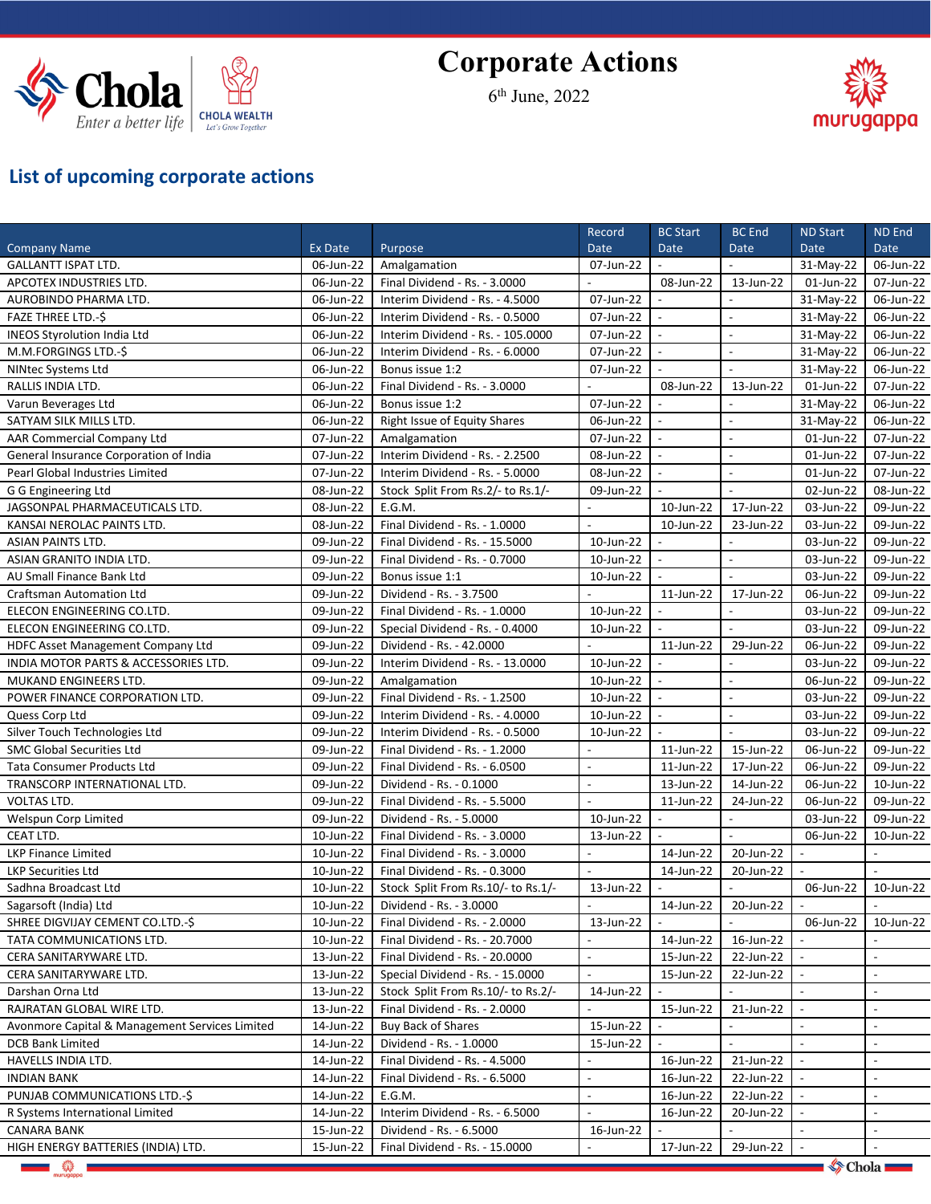# Corporate Actions

6th June, 2022

## List of upcoming corporate actions

| Company Name | Ex Date | Purpose | Record Date | BC Start Date | BC End Date | ND Start Date | ND End Date |
|---|---|---|---|---|---|---|---|
| GALLANTT ISPAT LTD. | 06-Jun-22 | Amalgamation | 07-Jun-22 | - | - | 31-May-22 | 06-Jun-22 |
| APCOTEX INDUSTRIES LTD. | 06-Jun-22 | Final Dividend - Rs. - 3.0000 | - | 08-Jun-22 | 13-Jun-22 | 01-Jun-22 | 07-Jun-22 |
| AUROBINDO PHARMA LTD. | 06-Jun-22 | Interim Dividend - Rs. - 4.5000 | 07-Jun-22 | - | - | 31-May-22 | 06-Jun-22 |
| FAZE THREE LTD.-$ | 06-Jun-22 | Interim Dividend - Rs. - 0.5000 | 07-Jun-22 | - | - | 31-May-22 | 06-Jun-22 |
| INEOS Styrolution India Ltd | 06-Jun-22 | Interim Dividend - Rs. - 105.0000 | 07-Jun-22 | - | - | 31-May-22 | 06-Jun-22 |
| M.M.FORGINGS LTD.-$ | 06-Jun-22 | Interim Dividend - Rs. - 6.0000 | 07-Jun-22 | - | - | 31-May-22 | 06-Jun-22 |
| NINtec Systems Ltd | 06-Jun-22 | Bonus issue 1:2 | 07-Jun-22 | - | - | 31-May-22 | 06-Jun-22 |
| RALLIS INDIA LTD. | 06-Jun-22 | Final Dividend - Rs. - 3.0000 | - | 08-Jun-22 | 13-Jun-22 | 01-Jun-22 | 07-Jun-22 |
| Varun Beverages Ltd | 06-Jun-22 | Bonus issue 1:2 | 07-Jun-22 | - | - | 31-May-22 | 06-Jun-22 |
| SATYAM SILK MILLS LTD. | 06-Jun-22 | Right Issue of Equity Shares | 06-Jun-22 | - | - | 31-May-22 | 06-Jun-22 |
| AAR Commercial Company Ltd | 07-Jun-22 | Amalgamation | 07-Jun-22 | - | - | 01-Jun-22 | 07-Jun-22 |
| General Insurance Corporation of India | 07-Jun-22 | Interim Dividend - Rs. - 2.2500 | 08-Jun-22 | - | - | 01-Jun-22 | 07-Jun-22 |
| Pearl Global Industries Limited | 07-Jun-22 | Interim Dividend - Rs. - 5.0000 | 08-Jun-22 | - | - | 01-Jun-22 | 07-Jun-22 |
| G G Engineering Ltd | 08-Jun-22 | Stock Split From Rs.2/- to Rs.1/- | 09-Jun-22 | - | - | 02-Jun-22 | 08-Jun-22 |
| JAGSONPAL PHARMACEUTICALS LTD. | 08-Jun-22 | E.G.M. | - | 10-Jun-22 | 17-Jun-22 | 03-Jun-22 | 09-Jun-22 |
| KANSAI NEROLAC PAINTS LTD. | 08-Jun-22 | Final Dividend - Rs. - 1.0000 | - | 10-Jun-22 | 23-Jun-22 | 03-Jun-22 | 09-Jun-22 |
| ASIAN PAINTS LTD. | 09-Jun-22 | Final Dividend - Rs. - 15.5000 | 10-Jun-22 | - | - | 03-Jun-22 | 09-Jun-22 |
| ASIAN GRANITO INDIA LTD. | 09-Jun-22 | Final Dividend - Rs. - 0.7000 | 10-Jun-22 | - | - | 03-Jun-22 | 09-Jun-22 |
| AU Small Finance Bank Ltd | 09-Jun-22 | Bonus issue 1:1 | 10-Jun-22 | - | - | 03-Jun-22 | 09-Jun-22 |
| Craftsman Automation Ltd | 09-Jun-22 | Dividend - Rs. - 3.7500 | - | 11-Jun-22 | 17-Jun-22 | 06-Jun-22 | 09-Jun-22 |
| ELECON ENGINEERING CO.LTD. | 09-Jun-22 | Final Dividend - Rs. - 1.0000 | 10-Jun-22 | - | - | 03-Jun-22 | 09-Jun-22 |
| ELECON ENGINEERING CO.LTD. | 09-Jun-22 | Special Dividend - Rs. - 0.4000 | 10-Jun-22 | - | - | 03-Jun-22 | 09-Jun-22 |
| HDFC Asset Management Company Ltd | 09-Jun-22 | Dividend - Rs. - 42.0000 | - | 11-Jun-22 | 29-Jun-22 | 06-Jun-22 | 09-Jun-22 |
| INDIA MOTOR PARTS & ACCESSORIES LTD. | 09-Jun-22 | Interim Dividend - Rs. - 13.0000 | 10-Jun-22 | - | - | 03-Jun-22 | 09-Jun-22 |
| MUKAND ENGINEERS LTD. | 09-Jun-22 | Amalgamation | 10-Jun-22 | - | - | 06-Jun-22 | 09-Jun-22 |
| POWER FINANCE CORPORATION LTD. | 09-Jun-22 | Final Dividend - Rs. - 1.2500 | 10-Jun-22 | - | - | 03-Jun-22 | 09-Jun-22 |
| Quess Corp Ltd | 09-Jun-22 | Interim Dividend - Rs. - 4.0000 | 10-Jun-22 | - | - | 03-Jun-22 | 09-Jun-22 |
| Silver Touch Technologies Ltd | 09-Jun-22 | Interim Dividend - Rs. - 0.5000 | 10-Jun-22 | - | - | 03-Jun-22 | 09-Jun-22 |
| SMC Global Securities Ltd | 09-Jun-22 | Final Dividend - Rs. - 1.2000 | - | 11-Jun-22 | 15-Jun-22 | 06-Jun-22 | 09-Jun-22 |
| Tata Consumer Products Ltd | 09-Jun-22 | Final Dividend - Rs. - 6.0500 | - | 11-Jun-22 | 17-Jun-22 | 06-Jun-22 | 09-Jun-22 |
| TRANSCORP INTERNATIONAL LTD. | 09-Jun-22 | Dividend - Rs. - 0.1000 | - | 13-Jun-22 | 14-Jun-22 | 06-Jun-22 | 10-Jun-22 |
| VOLTAS LTD. | 09-Jun-22 | Final Dividend - Rs. - 5.5000 | - | 11-Jun-22 | 24-Jun-22 | 06-Jun-22 | 09-Jun-22 |
| Welspun Corp Limited | 09-Jun-22 | Dividend - Rs. - 5.0000 | 10-Jun-22 | - | - | 03-Jun-22 | 09-Jun-22 |
| CEAT LTD. | 10-Jun-22 | Final Dividend - Rs. - 3.0000 | 13-Jun-22 | - | - | 06-Jun-22 | 10-Jun-22 |
| LKP Finance Limited | 10-Jun-22 | Final Dividend - Rs. - 3.0000 | - | 14-Jun-22 | 20-Jun-22 | - | - |
| LKP Securities Ltd | 10-Jun-22 | Final Dividend - Rs. - 0.3000 | - | 14-Jun-22 | 20-Jun-22 | - | - |
| Sadhna Broadcast Ltd | 10-Jun-22 | Stock Split From Rs.10/- to Rs.1/- | 13-Jun-22 | - | - | 06-Jun-22 | 10-Jun-22 |
| Sagarsoft (India) Ltd | 10-Jun-22 | Dividend - Rs. - 3.0000 | - | 14-Jun-22 | 20-Jun-22 | - | - |
| SHREE DIGVIJAY CEMENT CO.LTD.-$ | 10-Jun-22 | Final Dividend - Rs. - 2.0000 | 13-Jun-22 | - | - | 06-Jun-22 | 10-Jun-22 |
| TATA COMMUNICATIONS LTD. | 10-Jun-22 | Final Dividend - Rs. - 20.7000 | - | 14-Jun-22 | 16-Jun-22 | - | - |
| CERA SANITARYWARE LTD. | 13-Jun-22 | Final Dividend - Rs. - 20.0000 | - | 15-Jun-22 | 22-Jun-22 | - | - |
| CERA SANITARYWARE LTD. | 13-Jun-22 | Special Dividend - Rs. - 15.0000 | - | 15-Jun-22 | 22-Jun-22 | - | - |
| Darshan Orna Ltd | 13-Jun-22 | Stock Split From Rs.10/- to Rs.2/- | 14-Jun-22 | - | - | - | - |
| RAJRATAN GLOBAL WIRE LTD. | 13-Jun-22 | Final Dividend - Rs. - 2.0000 | - | 15-Jun-22 | 21-Jun-22 | - | - |
| Avonmore Capital & Management Services Limited | 14-Jun-22 | Buy Back of Shares | 15-Jun-22 | - | - | - | - |
| DCB Bank Limited | 14-Jun-22 | Dividend - Rs. - 1.0000 | 15-Jun-22 | - | - | - | - |
| HAVELLS INDIA LTD. | 14-Jun-22 | Final Dividend - Rs. - 4.5000 | - | 16-Jun-22 | 21-Jun-22 | - | - |
| INDIAN BANK | 14-Jun-22 | Final Dividend - Rs. - 6.5000 | - | 16-Jun-22 | 22-Jun-22 | - | - |
| PUNJAB COMMUNICATIONS LTD.-$ | 14-Jun-22 | E.G.M. | - | 16-Jun-22 | 22-Jun-22 | - | - |
| R Systems International Limited | 14-Jun-22 | Interim Dividend - Rs. - 6.5000 | - | 16-Jun-22 | 20-Jun-22 | - | - |
| CANARA BANK | 15-Jun-22 | Dividend - Rs. - 6.5000 | 16-Jun-22 | - | - | - | - |
| HIGH ENERGY BATTERIES (INDIA) LTD. | 15-Jun-22 | Final Dividend - Rs. - 15.0000 | - | 17-Jun-22 | 29-Jun-22 | - | - |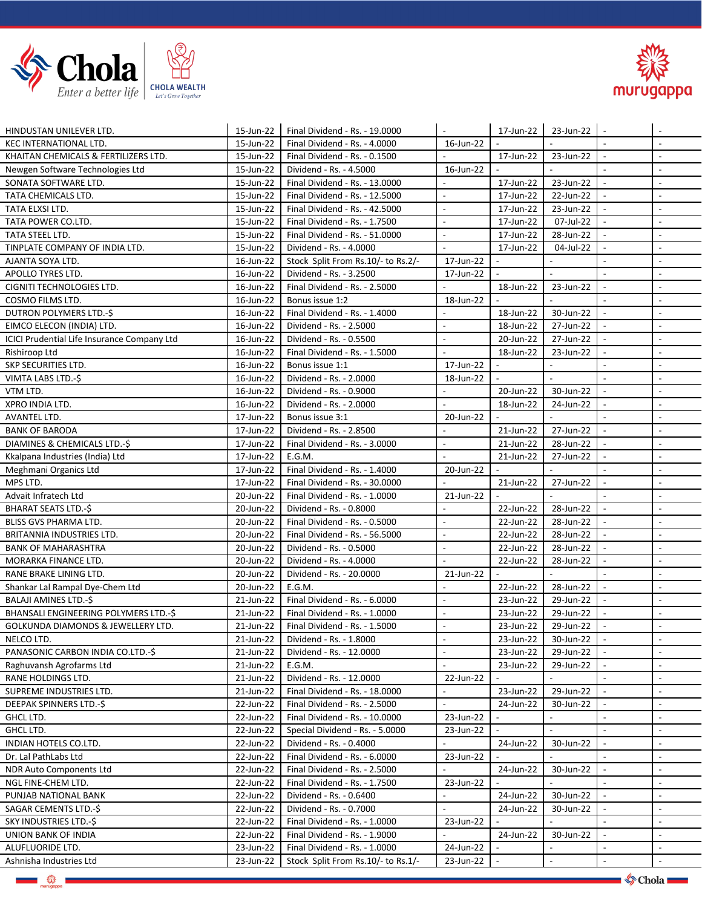| | | | | | | | |
|---|---|---|---|---|---|---|---|
| HINDUSTAN UNILEVER LTD. | 15-Jun-22 | Final Dividend - Rs. - 19.0000 | - | 17-Jun-22 | 23-Jun-22 | - | - |
| KEC INTERNATIONAL LTD. | 15-Jun-22 | Final Dividend - Rs. - 4.0000 | 16-Jun-22 | - | - | - | - |
| KHAITAN CHEMICALS & FERTILIZERS LTD. | 15-Jun-22 | Final Dividend - Rs. - 0.1500 | - | 17-Jun-22 | 23-Jun-22 | - | - |
| Newgen Software Technologies Ltd | 15-Jun-22 | Dividend - Rs. - 4.5000 | 16-Jun-22 | - | - | - | - |
| SONATA SOFTWARE LTD. | 15-Jun-22 | Final Dividend - Rs. - 13.0000 | - | 17-Jun-22 | 23-Jun-22 | - | - |
| TATA CHEMICALS LTD. | 15-Jun-22 | Final Dividend - Rs. - 12.5000 | - | 17-Jun-22 | 22-Jun-22 | - | - |
| TATA ELXSI LTD. | 15-Jun-22 | Final Dividend - Rs. - 42.5000 | - | 17-Jun-22 | 23-Jun-22 | - | - |
| TATA POWER CO.LTD. | 15-Jun-22 | Final Dividend - Rs. - 1.7500 | - | 17-Jun-22 | 07-Jul-22 | - | - |
| TATA STEEL LTD. | 15-Jun-22 | Final Dividend - Rs. - 51.0000 | - | 17-Jun-22 | 28-Jun-22 | - | - |
| TINPLATE COMPANY OF INDIA LTD. | 15-Jun-22 | Dividend - Rs. - 4.0000 | - | 17-Jun-22 | 04-Jul-22 | - | - |
| AJANTA SOYA LTD. | 16-Jun-22 | Stock Split From Rs.10/- to Rs.2/- | 17-Jun-22 | - | - | - | - |
| APOLLO TYRES LTD. | 16-Jun-22 | Dividend - Rs. - 3.2500 | 17-Jun-22 | - | - | - | - |
| CIGNITI TECHNOLOGIES LTD. | 16-Jun-22 | Final Dividend - Rs. - 2.5000 | - | 18-Jun-22 | 23-Jun-22 | - | - |
| COSMO FILMS LTD. | 16-Jun-22 | Bonus issue 1:2 | 18-Jun-22 | - | - | - | - |
| DUTRON POLYMERS LTD.-$ | 16-Jun-22 | Final Dividend - Rs. - 1.4000 | - | 18-Jun-22 | 30-Jun-22 | - | - |
| EIMCO ELECON (INDIA) LTD. | 16-Jun-22 | Dividend - Rs. - 2.5000 | - | 18-Jun-22 | 27-Jun-22 | - | - |
| ICICI Prudential Life Insurance Company Ltd | 16-Jun-22 | Dividend - Rs. - 0.5500 | - | 20-Jun-22 | 27-Jun-22 | - | - |
| Rishiroop Ltd | 16-Jun-22 | Final Dividend - Rs. - 1.5000 | - | 18-Jun-22 | 23-Jun-22 | - | - |
| SKP SECURITIES LTD. | 16-Jun-22 | Bonus issue 1:1 | 17-Jun-22 | - | - | - | - |
| VIMTA LABS LTD.-$ | 16-Jun-22 | Dividend - Rs. - 2.0000 | 18-Jun-22 | - | - | - | - |
| VTM LTD. | 16-Jun-22 | Dividend - Rs. - 0.9000 | - | 20-Jun-22 | 30-Jun-22 | - | - |
| XPRO INDIA LTD. | 16-Jun-22 | Dividend - Rs. - 2.0000 | - | 18-Jun-22 | 24-Jun-22 | - | - |
| AVANTEL LTD. | 17-Jun-22 | Bonus issue 3:1 | 20-Jun-22 | - | - | - | - |
| BANK OF BARODA | 17-Jun-22 | Dividend - Rs. - 2.8500 | - | 21-Jun-22 | 27-Jun-22 | - | - |
| DIAMINES & CHEMICALS LTD.-$ | 17-Jun-22 | Final Dividend - Rs. - 3.0000 | - | 21-Jun-22 | 28-Jun-22 | - | - |
| Kkalpana Industries (India) Ltd | 17-Jun-22 | E.G.M. | - | 21-Jun-22 | 27-Jun-22 | - | - |
| Meghmani Organics Ltd | 17-Jun-22 | Final Dividend - Rs. - 1.4000 | 20-Jun-22 | - | - | - | - |
| MPS LTD. | 17-Jun-22 | Final Dividend - Rs. - 30.0000 | - | 21-Jun-22 | 27-Jun-22 | - | - |
| Advait Infratech Ltd | 20-Jun-22 | Final Dividend - Rs. - 1.0000 | 21-Jun-22 | - | - | - | - |
| BHARAT SEATS LTD.-$ | 20-Jun-22 | Dividend - Rs. - 0.8000 | - | 22-Jun-22 | 28-Jun-22 | - | - |
| BLISS GVS PHARMA LTD. | 20-Jun-22 | Final Dividend - Rs. - 0.5000 | - | 22-Jun-22 | 28-Jun-22 | - | - |
| BRITANNIA INDUSTRIES LTD. | 20-Jun-22 | Final Dividend - Rs. - 56.5000 | - | 22-Jun-22 | 28-Jun-22 | - | - |
| BANK OF MAHARASHTRA | 20-Jun-22 | Dividend - Rs. - 0.5000 | - | 22-Jun-22 | 28-Jun-22 | - | - |
| MORARKA FINANCE LTD. | 20-Jun-22 | Dividend - Rs. - 4.0000 | - | 22-Jun-22 | 28-Jun-22 | - | - |
| RANE BRAKE LINING LTD. | 20-Jun-22 | Dividend - Rs. - 20.0000 | 21-Jun-22 | - | - | - | - |
| Shankar Lal Rampal Dye-Chem Ltd | 20-Jun-22 | E.G.M. | - | 22-Jun-22 | 28-Jun-22 | - | - |
| BALAJI AMINES LTD.-$ | 21-Jun-22 | Final Dividend - Rs. - 6.0000 | - | 23-Jun-22 | 29-Jun-22 | - | - |
| BHANSALI ENGINEERING POLYMERS LTD.-$ | 21-Jun-22 | Final Dividend - Rs. - 1.0000 | - | 23-Jun-22 | 29-Jun-22 | - | - |
| GOLKUNDA DIAMONDS & JEWELLERY LTD. | 21-Jun-22 | Final Dividend - Rs. - 1.5000 | - | 23-Jun-22 | 29-Jun-22 | - | - |
| NELCO LTD. | 21-Jun-22 | Dividend - Rs. - 1.8000 | - | 23-Jun-22 | 30-Jun-22 | - | - |
| PANASONIC CARBON INDIA CO.LTD.-$ | 21-Jun-22 | Dividend - Rs. - 12.0000 | - | 23-Jun-22 | 29-Jun-22 | - | - |
| Raghuvansh Agrofarms Ltd | 21-Jun-22 | E.G.M. | - | 23-Jun-22 | 29-Jun-22 | - | - |
| RANE HOLDINGS LTD. | 21-Jun-22 | Dividend - Rs. - 12.0000 | 22-Jun-22 | - | - | - | - |
| SUPREME INDUSTRIES LTD. | 21-Jun-22 | Final Dividend - Rs. - 18.0000 | - | 23-Jun-22 | 29-Jun-22 | - | - |
| DEEPAK SPINNERS LTD.-$ | 22-Jun-22 | Final Dividend - Rs. - 2.5000 | - | 24-Jun-22 | 30-Jun-22 | - | - |
| GHCL LTD. | 22-Jun-22 | Final Dividend - Rs. - 10.0000 | 23-Jun-22 | - | - | - | - |
| GHCL LTD. | 22-Jun-22 | Special Dividend - Rs. - 5.0000 | 23-Jun-22 | - | - | - | - |
| INDIAN HOTELS CO.LTD. | 22-Jun-22 | Dividend - Rs. - 0.4000 | - | 24-Jun-22 | 30-Jun-22 | - | - |
| Dr. Lal PathLabs Ltd | 22-Jun-22 | Final Dividend - Rs. - 6.0000 | 23-Jun-22 | - | - | - | - |
| NDR Auto Components Ltd | 22-Jun-22 | Final Dividend - Rs. - 2.5000 | - | 24-Jun-22 | 30-Jun-22 | - | - |
| NGL FINE-CHEM LTD. | 22-Jun-22 | Final Dividend - Rs. - 1.7500 | 23-Jun-22 | - | - | - | - |
| PUNJAB NATIONAL BANK | 22-Jun-22 | Dividend - Rs. - 0.6400 | - | 24-Jun-22 | 30-Jun-22 | - | - |
| SAGAR CEMENTS LTD.-$ | 22-Jun-22 | Dividend - Rs. - 0.7000 | - | 24-Jun-22 | 30-Jun-22 | - | - |
| SKY INDUSTRIES LTD.-$ | 22-Jun-22 | Final Dividend - Rs. - 1.0000 | 23-Jun-22 | - | - | - | - |
| UNION BANK OF INDIA | 22-Jun-22 | Final Dividend - Rs. - 1.9000 | - | 24-Jun-22 | 30-Jun-22 | - | - |
| ALUFLUORIDE LTD. | 23-Jun-22 | Final Dividend - Rs. - 1.0000 | 24-Jun-22 | - | - | - | - |
| Ashnisha Industries Ltd | 23-Jun-22 | Stock Split From Rs.10/- to Rs.1/- | 23-Jun-22 | - | - | - | - |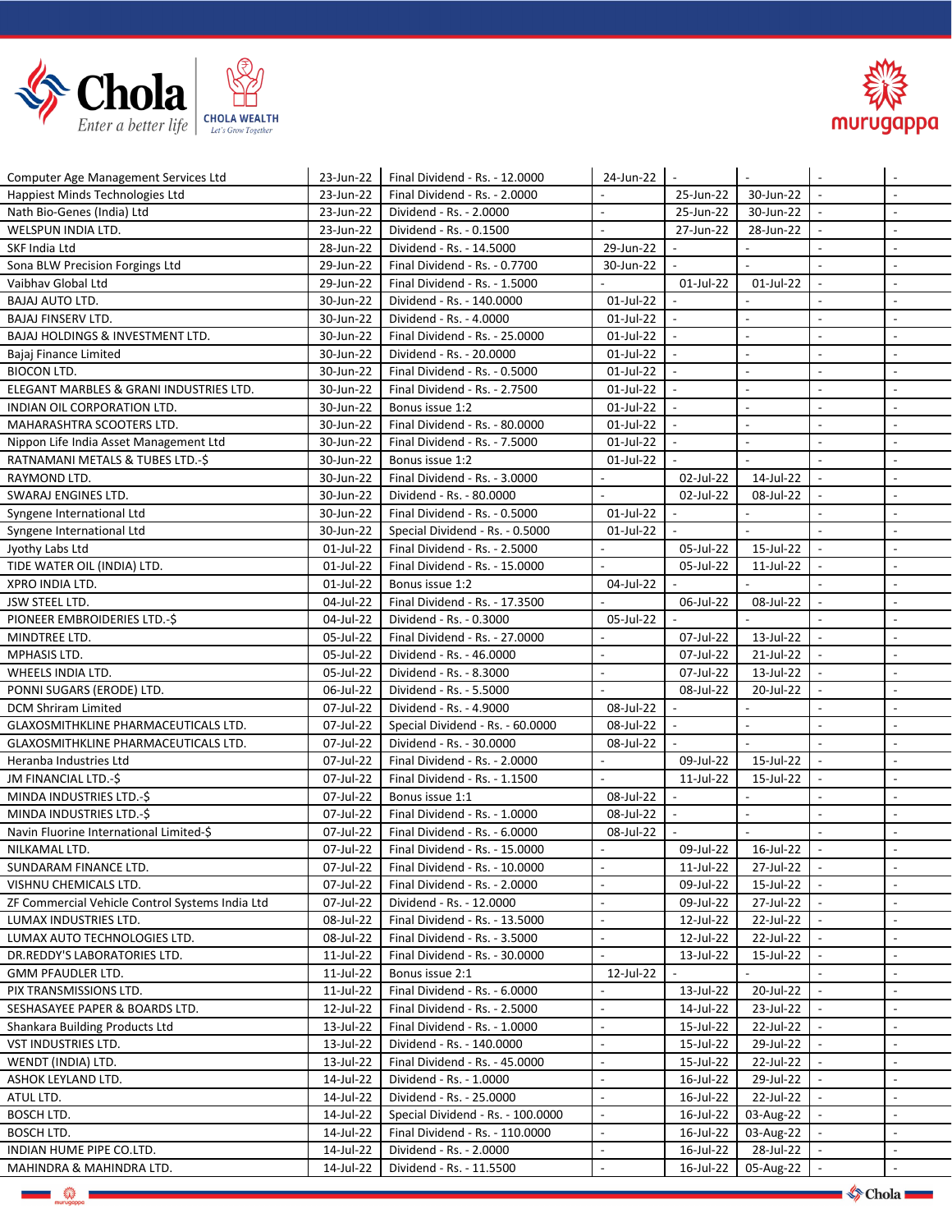| | | | | | | | |
|---|---|---|---|---|---|---|---|
| Computer Age Management Services Ltd | 23-Jun-22 | Final Dividend - Rs. - 12.0000 | 24-Jun-22 | - | - | - | - |
| Happiest Minds Technologies Ltd | 23-Jun-22 | Final Dividend - Rs. - 2.0000 | - | 25-Jun-22 | 30-Jun-22 | - | - |
| Nath Bio-Genes (India) Ltd | 23-Jun-22 | Dividend - Rs. - 2.0000 | - | 25-Jun-22 | 30-Jun-22 | - | - |
| WELSPUN INDIA LTD. | 23-Jun-22 | Dividend - Rs. - 0.1500 | - | 27-Jun-22 | 28-Jun-22 | - | - |
| SKF India Ltd | 28-Jun-22 | Dividend - Rs. - 14.5000 | 29-Jun-22 | - | - | - | - |
| Sona BLW Precision Forgings Ltd | 29-Jun-22 | Final Dividend - Rs. - 0.7700 | 30-Jun-22 | - | - | - | - |
| Vaibhav Global Ltd | 29-Jun-22 | Final Dividend - Rs. - 1.5000 | - | 01-Jul-22 | 01-Jul-22 | - | - |
| BAJAJ AUTO LTD. | 30-Jun-22 | Dividend - Rs. - 140.0000 | 01-Jul-22 | - | - | - | - |
| BAJAJ FINSERV LTD. | 30-Jun-22 | Dividend - Rs. - 4.0000 | 01-Jul-22 | - | - | - | - |
| BAJAJ HOLDINGS & INVESTMENT LTD. | 30-Jun-22 | Final Dividend - Rs. - 25.0000 | 01-Jul-22 | - | - | - | - |
| Bajaj Finance Limited | 30-Jun-22 | Dividend - Rs. - 20.0000 | 01-Jul-22 | - | - | - | - |
| BIOCON LTD. | 30-Jun-22 | Final Dividend - Rs. - 0.5000 | 01-Jul-22 | - | - | - | - |
| ELEGANT MARBLES & GRANI INDUSTRIES LTD. | 30-Jun-22 | Final Dividend - Rs. - 2.7500 | 01-Jul-22 | - | - | - | - |
| INDIAN OIL CORPORATION LTD. | 30-Jun-22 | Bonus issue 1:2 | 01-Jul-22 | - | - | - | - |
| MAHARASHTRA SCOOTERS LTD. | 30-Jun-22 | Final Dividend - Rs. - 80.0000 | 01-Jul-22 | - | - | - | - |
| Nippon Life India Asset Management Ltd | 30-Jun-22 | Final Dividend - Rs. - 7.5000 | 01-Jul-22 | - | - | - | - |
| RATNAMANI METALS & TUBES LTD.-$ | 30-Jun-22 | Bonus issue 1:2 | 01-Jul-22 | - | - | - | - |
| RAYMOND LTD. | 30-Jun-22 | Final Dividend - Rs. - 3.0000 | - | 02-Jul-22 | 14-Jul-22 | - | - |
| SWARAJ ENGINES LTD. | 30-Jun-22 | Dividend - Rs. - 80.0000 | - | 02-Jul-22 | 08-Jul-22 | - | - |
| Syngene International Ltd | 30-Jun-22 | Final Dividend - Rs. - 0.5000 | 01-Jul-22 | - | - | - | - |
| Syngene International Ltd | 30-Jun-22 | Special Dividend - Rs. - 0.5000 | 01-Jul-22 | - | - | - | - |
| Jyothy Labs Ltd | 01-Jul-22 | Final Dividend - Rs. - 2.5000 | - | 05-Jul-22 | 15-Jul-22 | - | - |
| TIDE WATER OIL (INDIA) LTD. | 01-Jul-22 | Final Dividend - Rs. - 15.0000 | - | 05-Jul-22 | 11-Jul-22 | - | - |
| XPRO INDIA LTD. | 01-Jul-22 | Bonus issue 1:2 | 04-Jul-22 | - | - | - | - |
| JSW STEEL LTD. | 04-Jul-22 | Final Dividend - Rs. - 17.3500 | - | 06-Jul-22 | 08-Jul-22 | - | - |
| PIONEER EMBROIDERIES LTD.-$ | 04-Jul-22 | Dividend - Rs. - 0.3000 | 05-Jul-22 | - | - | - | - |
| MINDTREE LTD. | 05-Jul-22 | Final Dividend - Rs. - 27.0000 | - | 07-Jul-22 | 13-Jul-22 | - | - |
| MPHASIS LTD. | 05-Jul-22 | Dividend - Rs. - 46.0000 | - | 07-Jul-22 | 21-Jul-22 | - | - |
| WHEELS INDIA LTD. | 05-Jul-22 | Dividend - Rs. - 8.3000 | - | 07-Jul-22 | 13-Jul-22 | - | - |
| PONNI SUGARS (ERODE) LTD. | 06-Jul-22 | Dividend - Rs. - 5.5000 | - | 08-Jul-22 | 20-Jul-22 | - | - |
| DCM Shriram Limited | 07-Jul-22 | Dividend - Rs. - 4.9000 | 08-Jul-22 | - | - | - | - |
| GLAXOSMITHKLINE PHARMACEUTICALS LTD. | 07-Jul-22 | Special Dividend - Rs. - 60.0000 | 08-Jul-22 | - | - | - | - |
| GLAXOSMITHKLINE PHARMACEUTICALS LTD. | 07-Jul-22 | Dividend - Rs. - 30.0000 | 08-Jul-22 | - | - | - | - |
| Heranba Industries Ltd | 07-Jul-22 | Final Dividend - Rs. - 2.0000 | - | 09-Jul-22 | 15-Jul-22 | - | - |
| JM FINANCIAL LTD.-$ | 07-Jul-22 | Final Dividend - Rs. - 1.1500 | - | 11-Jul-22 | 15-Jul-22 | - | - |
| MINDA INDUSTRIES LTD.-$ | 07-Jul-22 | Bonus issue 1:1 | 08-Jul-22 | - | - | - | - |
| MINDA INDUSTRIES LTD.-$ | 07-Jul-22 | Final Dividend - Rs. - 1.0000 | 08-Jul-22 | - | - | - | - |
| Navin Fluorine International Limited-$ | 07-Jul-22 | Final Dividend - Rs. - 6.0000 | 08-Jul-22 | - | - | - | - |
| NILKAMAL LTD. | 07-Jul-22 | Final Dividend - Rs. - 15.0000 | - | 09-Jul-22 | 16-Jul-22 | - | - |
| SUNDARAM FINANCE LTD. | 07-Jul-22 | Final Dividend - Rs. - 10.0000 | - | 11-Jul-22 | 27-Jul-22 | - | - |
| VISHNU CHEMICALS LTD. | 07-Jul-22 | Final Dividend - Rs. - 2.0000 | - | 09-Jul-22 | 15-Jul-22 | - | - |
| ZF Commercial Vehicle Control Systems India Ltd | 07-Jul-22 | Dividend - Rs. - 12.0000 | - | 09-Jul-22 | 27-Jul-22 | - | - |
| LUMAX INDUSTRIES LTD. | 08-Jul-22 | Final Dividend - Rs. - 13.5000 | - | 12-Jul-22 | 22-Jul-22 | - | - |
| LUMAX AUTO TECHNOLOGIES LTD. | 08-Jul-22 | Final Dividend - Rs. - 3.5000 | - | 12-Jul-22 | 22-Jul-22 | - | - |
| DR.REDDY'S LABORATORIES LTD. | 11-Jul-22 | Final Dividend - Rs. - 30.0000 | - | 13-Jul-22 | 15-Jul-22 | - | - |
| GMM PFAUDLER LTD. | 11-Jul-22 | Bonus issue 2:1 | 12-Jul-22 | - | - | - | - |
| PIX TRANSMISSIONS LTD. | 11-Jul-22 | Final Dividend - Rs. - 6.0000 | - | 13-Jul-22 | 20-Jul-22 | - | - |
| SESHASAYEE PAPER & BOARDS LTD. | 12-Jul-22 | Final Dividend - Rs. - 2.5000 | - | 14-Jul-22 | 23-Jul-22 | - | - |
| Shankara Building Products Ltd | 13-Jul-22 | Final Dividend - Rs. - 1.0000 | - | 15-Jul-22 | 22-Jul-22 | - | - |
| VST INDUSTRIES LTD. | 13-Jul-22 | Dividend - Rs. - 140.0000 | - | 15-Jul-22 | 29-Jul-22 | - | - |
| WENDT (INDIA) LTD. | 13-Jul-22 | Final Dividend - Rs. - 45.0000 | - | 15-Jul-22 | 22-Jul-22 | - | - |
| ASHOK LEYLAND LTD. | 14-Jul-22 | Dividend - Rs. - 1.0000 | - | 16-Jul-22 | 29-Jul-22 | - | - |
| ATUL LTD. | 14-Jul-22 | Dividend - Rs. - 25.0000 | - | 16-Jul-22 | 22-Jul-22 | - | - |
| BOSCH LTD. | 14-Jul-22 | Special Dividend - Rs. - 100.0000 | - | 16-Jul-22 | 03-Aug-22 | - | - |
| BOSCH LTD. | 14-Jul-22 | Final Dividend - Rs. - 110.0000 | - | 16-Jul-22 | 03-Aug-22 | - | - |
| INDIAN HUME PIPE CO.LTD. | 14-Jul-22 | Dividend - Rs. - 2.0000 | - | 16-Jul-22 | 28-Jul-22 | - | - |
| MAHINDRA & MAHINDRA LTD. | 14-Jul-22 | Dividend - Rs. - 11.5500 | - | 16-Jul-22 | 05-Aug-22 | - | - |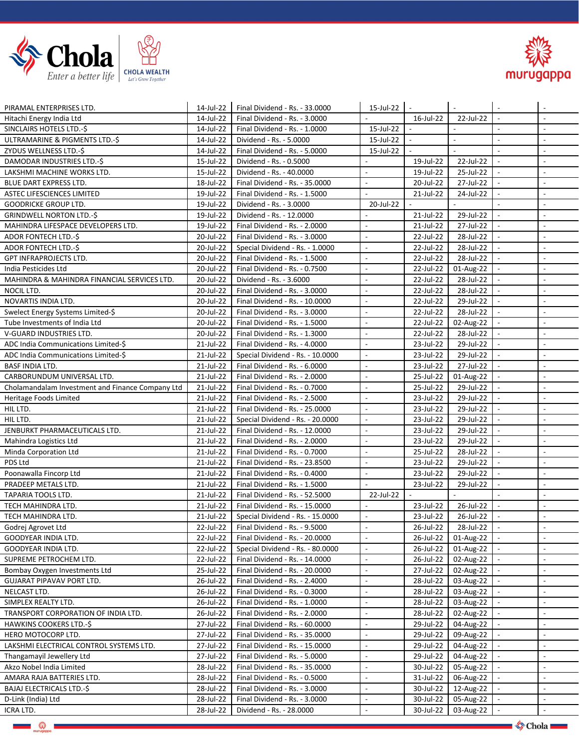| | | | | | | | |
|---|---|---|---|---|---|---|---|
| PIRAMAL ENTERPRISES LTD. | 14-Jul-22 | Final Dividend - Rs. - 33.0000 | 15-Jul-22 | - | - | - | - |
| Hitachi Energy India Ltd | 14-Jul-22 | Final Dividend - Rs. - 3.0000 | - | 16-Jul-22 | 22-Jul-22 | - | - |
| SINCLAIRS HOTELS LTD.-$ | 14-Jul-22 | Final Dividend - Rs. - 1.0000 | 15-Jul-22 | - | - | - | - |
| ULTRAMARINE & PIGMENTS LTD.-$ | 14-Jul-22 | Dividend - Rs. - 5.0000 | 15-Jul-22 | - | - | - | - |
| ZYDUS WELLNESS LTD.-$ | 14-Jul-22 | Final Dividend - Rs. - 5.0000 | 15-Jul-22 | - | - | - | - |
| DAMODAR INDUSTRIES LTD.-$ | 15-Jul-22 | Dividend - Rs. - 0.5000 | - | 19-Jul-22 | 22-Jul-22 | - | - |
| LAKSHMI MACHINE WORKS LTD. | 15-Jul-22 | Dividend - Rs. - 40.0000 | - | 19-Jul-22 | 25-Jul-22 | - | - |
| BLUE DART EXPRESS LTD. | 18-Jul-22 | Final Dividend - Rs. - 35.0000 | - | 20-Jul-22 | 27-Jul-22 | - | - |
| ASTEC LIFESCIENCES LIMITED | 19-Jul-22 | Final Dividend - Rs. - 1.5000 | - | 21-Jul-22 | 24-Jul-22 | - | - |
| GOODRICKE GROUP LTD. | 19-Jul-22 | Dividend - Rs. - 3.0000 | 20-Jul-22 | - | - | - | - |
| GRINDWELL NORTON LTD.-$ | 19-Jul-22 | Dividend - Rs. - 12.0000 | - | 21-Jul-22 | 29-Jul-22 | - | - |
| MAHINDRA LIFESPACE DEVELOPERS LTD. | 19-Jul-22 | Final Dividend - Rs. - 2.0000 | - | 21-Jul-22 | 27-Jul-22 | - | - |
| ADOR FONTECH LTD.-$ | 20-Jul-22 | Final Dividend - Rs. - 3.0000 | - | 22-Jul-22 | 28-Jul-22 | - | - |
| ADOR FONTECH LTD.-$ | 20-Jul-22 | Special Dividend - Rs. - 1.0000 | - | 22-Jul-22 | 28-Jul-22 | - | - |
| GPT INFRAPROJECTS LTD. | 20-Jul-22 | Final Dividend - Rs. - 1.5000 | - | 22-Jul-22 | 28-Jul-22 | - | - |
| India Pesticides Ltd | 20-Jul-22 | Final Dividend - Rs. - 0.7500 | - | 22-Jul-22 | 01-Aug-22 | - | - |
| MAHINDRA & MAHINDRA FINANCIAL SERVICES LTD. | 20-Jul-22 | Dividend - Rs. - 3.6000 | - | 22-Jul-22 | 28-Jul-22 | - | - |
| NOCIL LTD. | 20-Jul-22 | Final Dividend - Rs. - 3.0000 | - | 22-Jul-22 | 28-Jul-22 | - | - |
| NOVARTIS INDIA LTD. | 20-Jul-22 | Final Dividend - Rs. - 10.0000 | - | 22-Jul-22 | 29-Jul-22 | - | - |
| Swelect Energy Systems Limited-$ | 20-Jul-22 | Final Dividend - Rs. - 3.0000 | - | 22-Jul-22 | 28-Jul-22 | - | - |
| Tube Investments of India Ltd | 20-Jul-22 | Final Dividend - Rs. - 1.5000 | - | 22-Jul-22 | 02-Aug-22 | - | - |
| V-GUARD INDUSTRIES LTD. | 20-Jul-22 | Final Dividend - Rs. - 1.3000 | - | 22-Jul-22 | 28-Jul-22 | - | - |
| ADC India Communications Limited-$ | 21-Jul-22 | Final Dividend - Rs. - 4.0000 | - | 23-Jul-22 | 29-Jul-22 | - | - |
| ADC India Communications Limited-$ | 21-Jul-22 | Special Dividend - Rs. - 10.0000 | - | 23-Jul-22 | 29-Jul-22 | - | - |
| BASF INDIA LTD. | 21-Jul-22 | Final Dividend - Rs. - 6.0000 | - | 23-Jul-22 | 27-Jul-22 | - | - |
| CARBORUNDUM UNIVERSAL LTD. | 21-Jul-22 | Final Dividend - Rs. - 2.0000 | - | 25-Jul-22 | 01-Aug-22 | - | - |
| Cholamandalam Investment and Finance Company Ltd | 21-Jul-22 | Final Dividend - Rs. - 0.7000 | - | 25-Jul-22 | 29-Jul-22 | - | - |
| Heritage Foods Limited | 21-Jul-22 | Final Dividend - Rs. - 2.5000 | - | 23-Jul-22 | 29-Jul-22 | - | - |
| HIL LTD. | 21-Jul-22 | Final Dividend - Rs. - 25.0000 | - | 23-Jul-22 | 29-Jul-22 | - | - |
| HIL LTD. | 21-Jul-22 | Special Dividend - Rs. - 20.0000 | - | 23-Jul-22 | 29-Jul-22 | - | - |
| JENBURKT PHARMACEUTICALS LTD. | 21-Jul-22 | Final Dividend - Rs. - 12.0000 | - | 23-Jul-22 | 29-Jul-22 | - | - |
| Mahindra Logistics Ltd | 21-Jul-22 | Final Dividend - Rs. - 2.0000 | - | 23-Jul-22 | 29-Jul-22 | - | - |
| Minda Corporation Ltd | 21-Jul-22 | Final Dividend - Rs. - 0.7000 | - | 25-Jul-22 | 28-Jul-22 | - | - |
| PDS Ltd | 21-Jul-22 | Final Dividend - Rs. - 23.8500 | - | 23-Jul-22 | 29-Jul-22 | - | - |
| Poonawalla Fincorp Ltd | 21-Jul-22 | Final Dividend - Rs. - 0.4000 | - | 23-Jul-22 | 29-Jul-22 | - | - |
| PRADEEP METALS LTD. | 21-Jul-22 | Final Dividend - Rs. - 1.5000 | - | 23-Jul-22 | 29-Jul-22 | - | - |
| TAPARIA TOOLS LTD. | 21-Jul-22 | Final Dividend - Rs. - 52.5000 | 22-Jul-22 | - | - | - | - |
| TECH MAHINDRA LTD. | 21-Jul-22 | Final Dividend - Rs. - 15.0000 | - | 23-Jul-22 | 26-Jul-22 | - | - |
| TECH MAHINDRA LTD. | 21-Jul-22 | Special Dividend - Rs. - 15.0000 | - | 23-Jul-22 | 26-Jul-22 | - | - |
| Godrej Agrovet Ltd | 22-Jul-22 | Final Dividend - Rs. - 9.5000 | - | 26-Jul-22 | 28-Jul-22 | - | - |
| GOODYEAR INDIA LTD. | 22-Jul-22 | Final Dividend - Rs. - 20.0000 | - | 26-Jul-22 | 01-Aug-22 | - | - |
| GOODYEAR INDIA LTD. | 22-Jul-22 | Special Dividend - Rs. - 80.0000 | - | 26-Jul-22 | 01-Aug-22 | - | - |
| SUPREME PETROCHEM LTD. | 22-Jul-22 | Final Dividend - Rs. - 14.0000 | - | 26-Jul-22 | 02-Aug-22 | - | - |
| Bombay Oxygen Investments Ltd | 25-Jul-22 | Final Dividend - Rs. - 20.0000 | - | 27-Jul-22 | 02-Aug-22 | - | - |
| GUJARAT PIPAVAV PORT LTD. | 26-Jul-22 | Final Dividend - Rs. - 2.4000 | - | 28-Jul-22 | 03-Aug-22 | - | - |
| NELCAST LTD. | 26-Jul-22 | Final Dividend - Rs. - 0.3000 | - | 28-Jul-22 | 03-Aug-22 | - | - |
| SIMPLEX REALTY LTD. | 26-Jul-22 | Final Dividend - Rs. - 1.0000 | - | 28-Jul-22 | 03-Aug-22 | - | - |
| TRANSPORT CORPORATION OF INDIA LTD. | 26-Jul-22 | Final Dividend - Rs. - 2.0000 | - | 28-Jul-22 | 02-Aug-22 | - | - |
| HAWKINS COOKERS LTD.-$ | 27-Jul-22 | Final Dividend - Rs. - 60.0000 | - | 29-Jul-22 | 04-Aug-22 | - | - |
| HERO MOTOCORP LTD. | 27-Jul-22 | Final Dividend - Rs. - 35.0000 | - | 29-Jul-22 | 09-Aug-22 | - | - |
| LAKSHMI ELECTRICAL CONTROL SYSTEMS LTD. | 27-Jul-22 | Final Dividend - Rs. - 15.0000 | - | 29-Jul-22 | 04-Aug-22 | - | - |
| Thangamayil Jewellery Ltd | 27-Jul-22 | Final Dividend - Rs. - 5.0000 | - | 29-Jul-22 | 04-Aug-22 | - | - |
| Akzo Nobel India Limited | 28-Jul-22 | Final Dividend - Rs. - 35.0000 | - | 30-Jul-22 | 05-Aug-22 | - | - |
| AMARA RAJA BATTERIES LTD. | 28-Jul-22 | Final Dividend - Rs. - 0.5000 | - | 31-Jul-22 | 06-Aug-22 | - | - |
| BAJAJ ELECTRICALS LTD.-$ | 28-Jul-22 | Final Dividend - Rs. - 3.0000 | - | 30-Jul-22 | 12-Aug-22 | - | - |
| D-Link (India) Ltd | 28-Jul-22 | Final Dividend - Rs. - 3.0000 | - | 30-Jul-22 | 05-Aug-22 | - | - |
| ICRA LTD. | 28-Jul-22 | Dividend - Rs. - 28.0000 | - | 30-Jul-22 | 03-Aug-22 | - | - |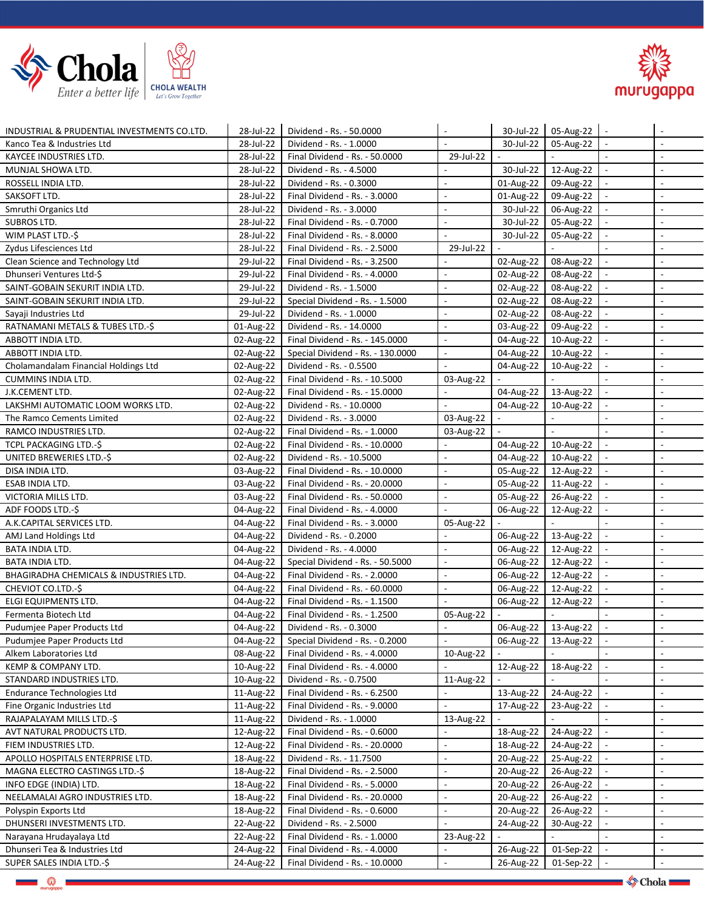| | | | | | | | |
|---|---|---|---|---|---|---|---|
| INDUSTRIAL & PRUDENTIAL INVESTMENTS CO.LTD. | 28-Jul-22 | Dividend - Rs. - 50.0000 | - | 30-Jul-22 | 05-Aug-22 | - | - |
| Kanco Tea & Industries Ltd | 28-Jul-22 | Dividend - Rs. - 1.0000 | - | 30-Jul-22 | 05-Aug-22 | - | - |
| KAYCEE INDUSTRIES LTD. | 28-Jul-22 | Final Dividend - Rs. - 50.0000 | 29-Jul-22 | - | - | - | - |
| MUNJAL SHOWA LTD. | 28-Jul-22 | Dividend - Rs. - 4.5000 | - | 30-Jul-22 | 12-Aug-22 | - | - |
| ROSSELL INDIA LTD. | 28-Jul-22 | Dividend - Rs. - 0.3000 | - | 01-Aug-22 | 09-Aug-22 | - | - |
| SAKSOFT LTD. | 28-Jul-22 | Final Dividend - Rs. - 3.0000 | - | 01-Aug-22 | 09-Aug-22 | - | - |
| Smruthi Organics Ltd | 28-Jul-22 | Dividend - Rs. - 3.0000 | - | 30-Jul-22 | 06-Aug-22 | - | - |
| SUBROS LTD. | 28-Jul-22 | Final Dividend - Rs. - 0.7000 | - | 30-Jul-22 | 05-Aug-22 | - | - |
| WIM PLAST LTD.-$ | 28-Jul-22 | Final Dividend - Rs. - 8.0000 | - | 30-Jul-22 | 05-Aug-22 | - | - |
| Zydus Lifesciences Ltd | 28-Jul-22 | Final Dividend - Rs. - 2.5000 | 29-Jul-22 | - | - | - | - |
| Clean Science and Technology Ltd | 29-Jul-22 | Final Dividend - Rs. - 3.2500 | - | 02-Aug-22 | 08-Aug-22 | - | - |
| Dhunseri Ventures Ltd-$ | 29-Jul-22 | Final Dividend - Rs. - 4.0000 | - | 02-Aug-22 | 08-Aug-22 | - | - |
| SAINT-GOBAIN SEKURIT INDIA LTD. | 29-Jul-22 | Dividend - Rs. - 1.5000 | - | 02-Aug-22 | 08-Aug-22 | - | - |
| SAINT-GOBAIN SEKURIT INDIA LTD. | 29-Jul-22 | Special Dividend - Rs. - 1.5000 | - | 02-Aug-22 | 08-Aug-22 | - | - |
| Sayaji Industries Ltd | 29-Jul-22 | Dividend - Rs. - 1.0000 | - | 02-Aug-22 | 08-Aug-22 | - | - |
| RATNAMANI METALS & TUBES LTD.-$ | 01-Aug-22 | Dividend - Rs. - 14.0000 | - | 03-Aug-22 | 09-Aug-22 | - | - |
| ABBOTT INDIA LTD. | 02-Aug-22 | Final Dividend - Rs. - 145.0000 | - | 04-Aug-22 | 10-Aug-22 | - | - |
| ABBOTT INDIA LTD. | 02-Aug-22 | Special Dividend - Rs. - 130.0000 | - | 04-Aug-22 | 10-Aug-22 | - | - |
| Cholamandalam Financial Holdings Ltd | 02-Aug-22 | Dividend - Rs. - 0.5500 | - | 04-Aug-22 | 10-Aug-22 | - | - |
| CUMMINS INDIA LTD. | 02-Aug-22 | Final Dividend - Rs. - 10.5000 | 03-Aug-22 | - | - | - | - |
| J.K.CEMENT LTD. | 02-Aug-22 | Final Dividend - Rs. - 15.0000 | - | 04-Aug-22 | 13-Aug-22 | - | - |
| LAKSHMI AUTOMATIC LOOM WORKS LTD. | 02-Aug-22 | Dividend - Rs. - 10.0000 | - | 04-Aug-22 | 10-Aug-22 | - | - |
| The Ramco Cements Limited | 02-Aug-22 | Dividend - Rs. - 3.0000 | 03-Aug-22 | - | - | - | - |
| RAMCO INDUSTRIES LTD. | 02-Aug-22 | Final Dividend - Rs. - 1.0000 | 03-Aug-22 | - | - | - | - |
| TCPL PACKAGING LTD.-$ | 02-Aug-22 | Final Dividend - Rs. - 10.0000 | - | 04-Aug-22 | 10-Aug-22 | - | - |
| UNITED BREWERIES LTD.-$ | 02-Aug-22 | Dividend - Rs. - 10.5000 | - | 04-Aug-22 | 10-Aug-22 | - | - |
| DISA INDIA LTD. | 03-Aug-22 | Final Dividend - Rs. - 10.0000 | - | 05-Aug-22 | 12-Aug-22 | - | - |
| ESAB INDIA LTD. | 03-Aug-22 | Final Dividend - Rs. - 20.0000 | - | 05-Aug-22 | 11-Aug-22 | - | - |
| VICTORIA MILLS LTD. | 03-Aug-22 | Final Dividend - Rs. - 50.0000 | - | 05-Aug-22 | 26-Aug-22 | - | - |
| ADF FOODS LTD.-$ | 04-Aug-22 | Final Dividend - Rs. - 4.0000 | - | 06-Aug-22 | 12-Aug-22 | - | - |
| A.K.CAPITAL SERVICES LTD. | 04-Aug-22 | Final Dividend - Rs. - 3.0000 | 05-Aug-22 | - | - | - | - |
| AMJ Land Holdings Ltd | 04-Aug-22 | Dividend - Rs. - 0.2000 | - | 06-Aug-22 | 13-Aug-22 | - | - |
| BATA INDIA LTD. | 04-Aug-22 | Dividend - Rs. - 4.0000 | - | 06-Aug-22 | 12-Aug-22 | - | - |
| BATA INDIA LTD. | 04-Aug-22 | Special Dividend - Rs. - 50.5000 | - | 06-Aug-22 | 12-Aug-22 | - | - |
| BHAGIRADHA CHEMICALS & INDUSTRIES LTD. | 04-Aug-22 | Final Dividend - Rs. - 2.0000 | - | 06-Aug-22 | 12-Aug-22 | - | - |
| CHEVIOT CO.LTD.-$ | 04-Aug-22 | Final Dividend - Rs. - 60.0000 | - | 06-Aug-22 | 12-Aug-22 | - | - |
| ELGI EQUIPMENTS LTD. | 04-Aug-22 | Final Dividend - Rs. - 1.1500 | - | 06-Aug-22 | 12-Aug-22 | - | - |
| Fermenta Biotech Ltd | 04-Aug-22 | Final Dividend - Rs. - 1.2500 | 05-Aug-22 | - | - | - | - |
| Pudumjee Paper Products Ltd | 04-Aug-22 | Dividend - Rs. - 0.3000 | - | 06-Aug-22 | 13-Aug-22 | - | - |
| Pudumjee Paper Products Ltd | 04-Aug-22 | Special Dividend - Rs. - 0.2000 | - | 06-Aug-22 | 13-Aug-22 | - | - |
| Alkem Laboratories Ltd | 08-Aug-22 | Final Dividend - Rs. - 4.0000 | 10-Aug-22 | - | - | - | - |
| KEMP & COMPANY LTD. | 10-Aug-22 | Final Dividend - Rs. - 4.0000 | - | 12-Aug-22 | 18-Aug-22 | - | - |
| STANDARD INDUSTRIES LTD. | 10-Aug-22 | Dividend - Rs. - 0.7500 | 11-Aug-22 | - | - | - | - |
| Endurance Technologies Ltd | 11-Aug-22 | Final Dividend - Rs. - 6.2500 | - | 13-Aug-22 | 24-Aug-22 | - | - |
| Fine Organic Industries Ltd | 11-Aug-22 | Final Dividend - Rs. - 9.0000 | - | 17-Aug-22 | 23-Aug-22 | - | - |
| RAJAPALAYAM MILLS LTD.-$ | 11-Aug-22 | Dividend - Rs. - 1.0000 | 13-Aug-22 | - | - | - | - |
| AVT NATURAL PRODUCTS LTD. | 12-Aug-22 | Final Dividend - Rs. - 0.6000 | - | 18-Aug-22 | 24-Aug-22 | - | - |
| FIEM INDUSTRIES LTD. | 12-Aug-22 | Final Dividend - Rs. - 20.0000 | - | 18-Aug-22 | 24-Aug-22 | - | - |
| APOLLO HOSPITALS ENTERPRISE LTD. | 18-Aug-22 | Dividend - Rs. - 11.7500 | - | 20-Aug-22 | 25-Aug-22 | - | - |
| MAGNA ELECTRO CASTINGS LTD.-$ | 18-Aug-22 | Final Dividend - Rs. - 2.5000 | - | 20-Aug-22 | 26-Aug-22 | - | - |
| INFO EDGE (INDIA) LTD. | 18-Aug-22 | Final Dividend - Rs. - 5.0000 | - | 20-Aug-22 | 26-Aug-22 | - | - |
| NEELAMALAI AGRO INDUSTRIES LTD. | 18-Aug-22 | Final Dividend - Rs. - 20.0000 | - | 20-Aug-22 | 26-Aug-22 | - | - |
| Polyspin Exports Ltd | 18-Aug-22 | Final Dividend - Rs. - 0.6000 | - | 20-Aug-22 | 26-Aug-22 | - | - |
| DHUNSERI INVESTMENTS LTD. | 22-Aug-22 | Dividend - Rs. - 2.5000 | - | 24-Aug-22 | 30-Aug-22 | - | - |
| Narayana Hrudayalaya Ltd | 22-Aug-22 | Final Dividend - Rs. - 1.0000 | 23-Aug-22 | - | - | - | - |
| Dhunseri Tea & Industries Ltd | 24-Aug-22 | Final Dividend - Rs. - 4.0000 | - | 26-Aug-22 | 01-Sep-22 | - | - |
| SUPER SALES INDIA LTD.-$ | 24-Aug-22 | Final Dividend - Rs. - 10.0000 | - | 26-Aug-22 | 01-Sep-22 | - | - |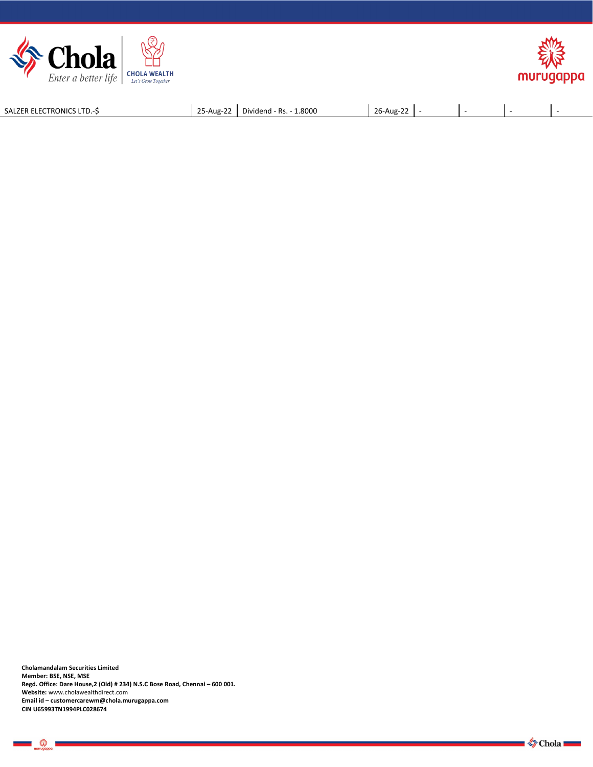| | | | | | | | |
|---|---|---|---|---|---|---|---|
| SALZER ELECTRONICS LTD.-$ | 25-Aug-22 | Dividend - Rs. - 1.8000 | 26-Aug-22 | - | - | - | - |

**Cholamandalam Securities Limited**
**Member: BSE, NSE, MSE**
**Regd. Office: Dare House,2 (Old) # 234) N.S.C Bose Road, Chennai – 600 001.**
**Website:** www.cholawealthdirect.com
**Email id – customercarewm@chola.murugappa.com**
**CIN U65993TN1994PLC028674**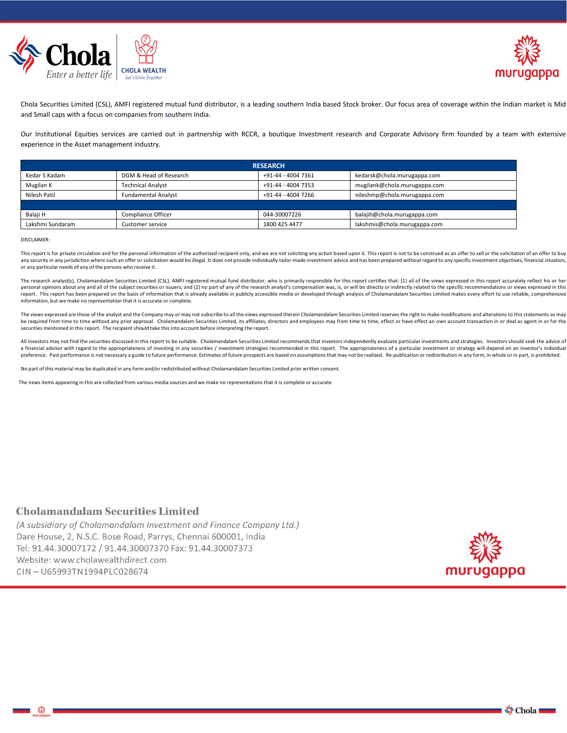Chola Securities Limited (CSL), AMFI registered mutual fund distributor, is a leading southern India based Stock broker. Our focus area of coverage within the Indian market is Mid and Small caps with a focus on companies from southern India.

Our Institutional Equities services are carried out in partnership with RCCR, a boutique Investment research and Corporate Advisory firm founded by a team with extensive experience in the Asset management industry.

| RESEARCH | | | |
|---|---|---|---|
| Kedar S Kadam | DGM & Head of Research | +91-44 - 4004 7361 | kedarsk@chola.murugappa.com |
| Mugilan K | Technical Analyst | +91-44 - 4004 7353 | mugilank@chola.murugappa.com |
| Nilesh Patil | Fundamental Analyst | +91-44 - 4004 7266 | nileshmp@chola.murugappa.com |
| | | | |
| Balaji H | Compliance Officer | 044-30007226 | balajih@chola.murugappa.com |
| Lakshmi Sundaram | Customer service | 1800 425 4477 | lakshmis@chola.murugappa.com |

DISCLAIMER:

This report is for private circulation and for the personal information of the authorized recipient only, and we are not soliciting any action based upon it. This report is not to be construed as an offer to sell or the solicitation of an offer to buy any security in any jurisdiction where such an offer or solicitation would be illegal. It does not provide individually tailor-made investment advice and has been prepared without regard to any specific investment objectives, financial situation, or any particular needs of any of the persons who receive it.

The research analyst(s), Cholamandalam Securities Limited (CSL), AMFI registered mutual fund distributor, who is primarily responsible for this report certifies that: (1) all of the views expressed in this report accurately reflect his or her personal opinions about any and all of the subject securities or issuers; and (2) no part of any of the research analyst's compensation was, is, or will be directly or indirectly related to the specific recommendations or views expressed in this report. This report has been prepared on the basis of information that is already available in publicly accessible media or developed through analysis of Cholamandalam Securities Limited makes every effort to use reliable, comprehensive information, but we make no representation that it is accurate or complete.

The views expressed are those of the analyst and the Company may or may not subscribe to all the views expressed therein Cholamandalam Securities Limited reserves the right to make modifications and alterations to this statements as may be required from time to time without any prior approval. Cholamandalam Securities Limited, its affiliates, directors and employees may from time to time, effect or have effect an own account transaction in or deal as agent in or for the securities mentioned in this report. The recipient should take this into account before interpreting the report.

All investors may not find the securities discussed in this report to be suitable. Cholamandalam Securities Limited recommends that investors independently evaluate particular investments and strategies. Investors should seek the advice of a financial advisor with regard to the appropriateness of investing in any securities / investment strategies recommended in this report. The appropriateness of a particular investment or strategy will depend on an investor's individual preference. Past performance is not necessary a guide to future performance. Estimates of future prospects are based on assumptions that may not be realized. Re-publication or redistribution in any form, in whole or in part, is prohibited.

No part of this material may be duplicated in any form and/or redistributed without Cholamandalam Securities Limited prior written consent.

The news items appearing in this are collected from various media sources and we make no representations that it is complete or accurate

**Cholamandalam Securities Limited**

*(A subsidiary of Cholamandalam Investment and Finance Company Ltd.)*
Dare House, 2, N.S.C. Bose Road, Parrys, Chennai 600001, India
Tel: 91.44.30007172 / 91.44.30007370 Fax: 91.44.30007373
Website: www.cholawealthdirect.com
CIN – U65993TN1994PLC028674